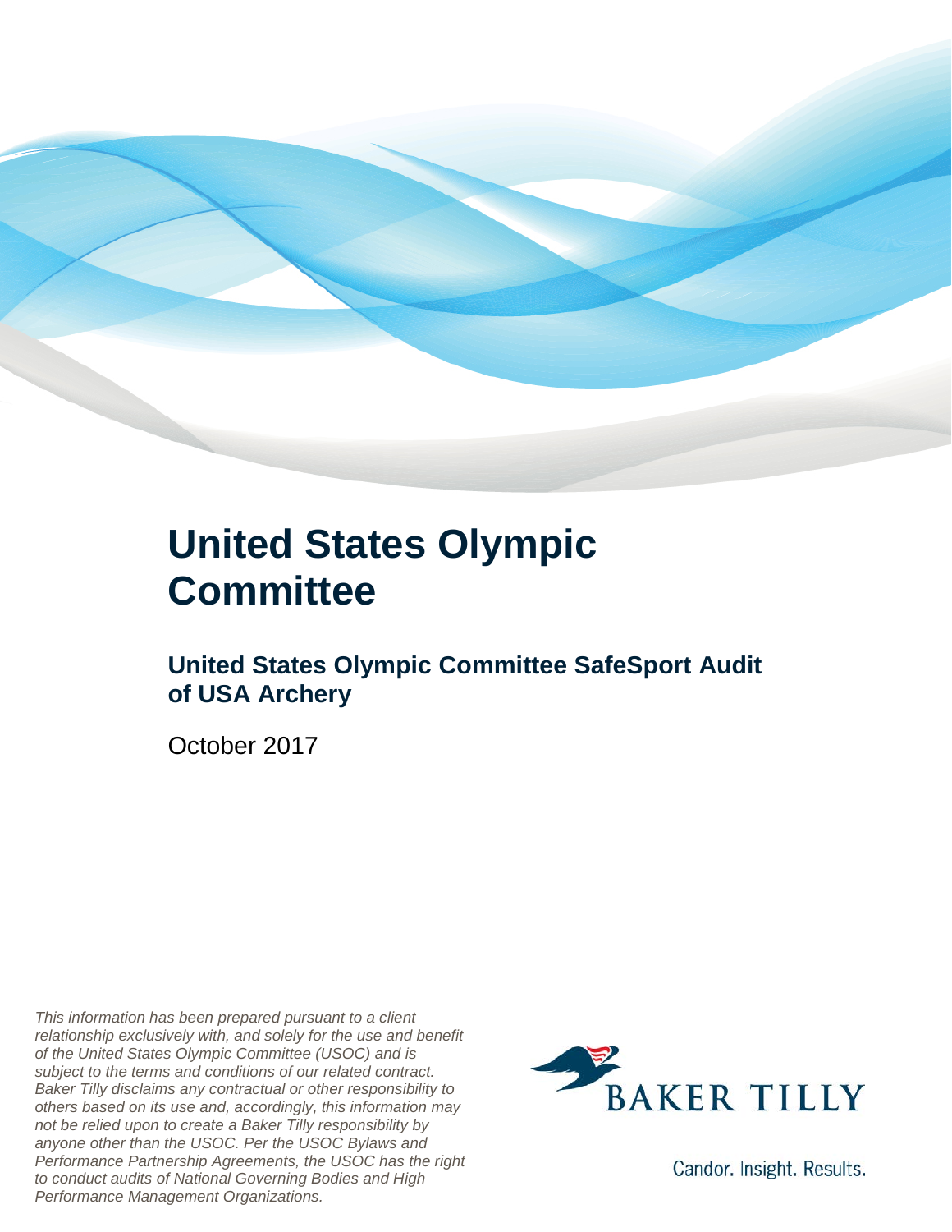# United States Olympic Committee

## United States Olympic Committee SafeSport Audit of USA Archery

October 2017

*This information has been prepared pursuant to a client relationship exclusively with, and solely for the use and benefit of the United States Olympic Committee (USOC) and is subject to the terms and conditions of our related contract. Baker Tilly disclaims any contractual or other responsibility to others based on its use and, accordingly, this information may not be relied upon to create a Baker Tilly responsibility by anyone other than the USOC. Per the USOC Bylaws and Performance Partnership Agreements, the USOC has the right to conduct audits of National Governing Bodies and High Performance Management Organizations.*

BAKER TILLY

Candor. Insight. Results.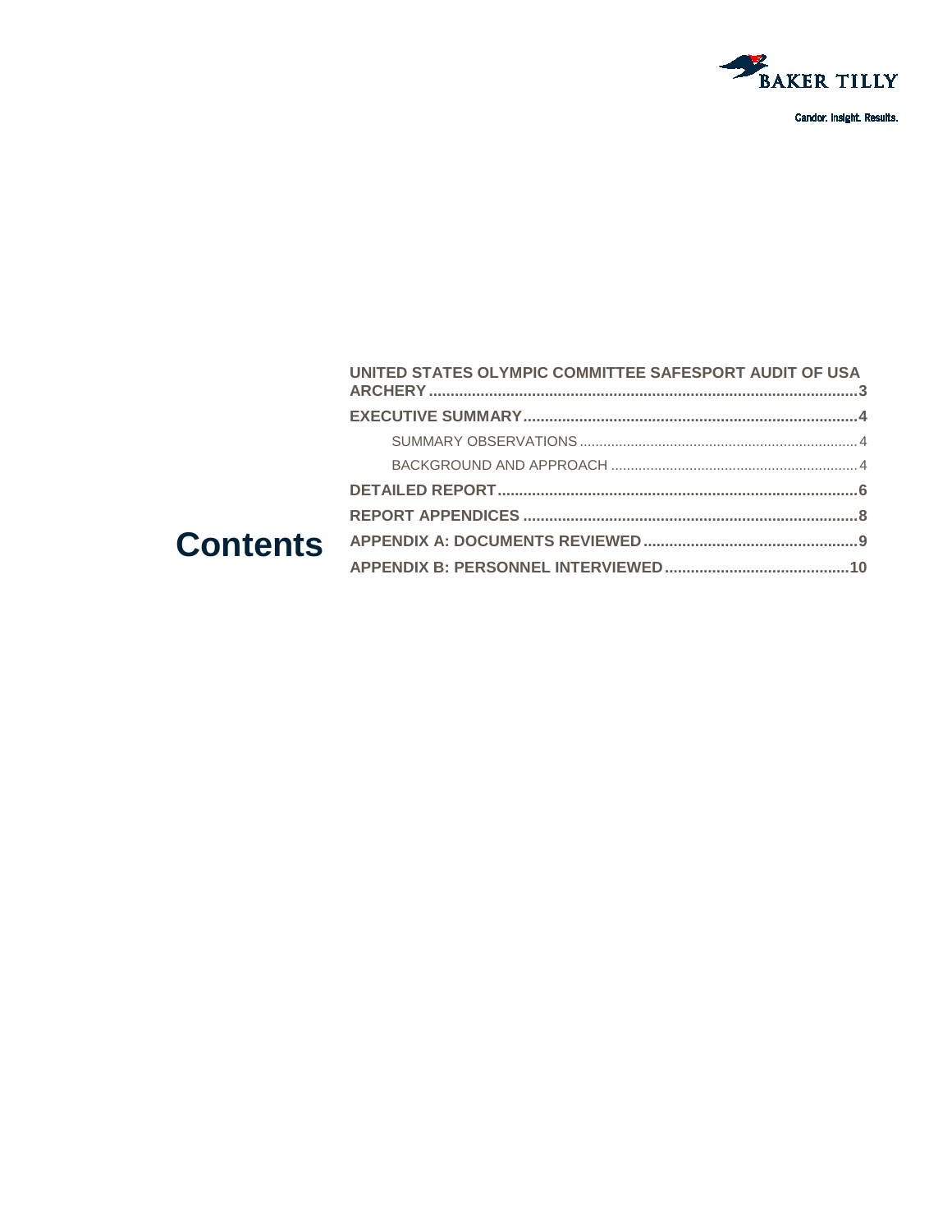Candor. Insight. Results.

# Contents

- UNITED STATES OLYMPIC COMMITTEE SAFESPORT AUDIT OF USA ARCHERY .......... 3
- EXECUTIVE SUMMARY .......... 4
  - SUMMARY OBSERVATIONS .......... 4
  - BACKGROUND AND APPROACH .......... 4
- DETAILED REPORT .......... 6
- REPORT APPENDICES .......... 8
- APPENDIX A: DOCUMENTS REVIEWED .......... 9
- APPENDIX B: PERSONNEL INTERVIEWED .......... 10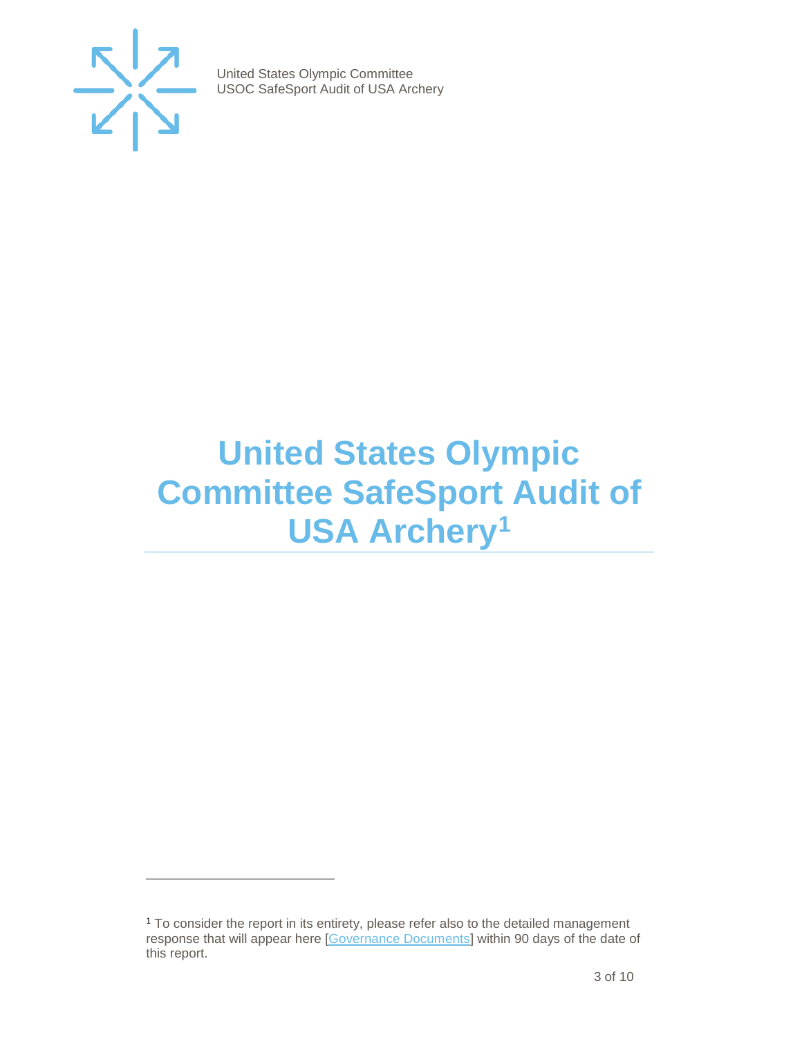# United States Olympic Committee SafeSport Audit of USA Archery[1]

[1] To consider the report in its entirety, please refer also to the detailed management response that will appear here [Governance Documents] within 90 days of the date of this report.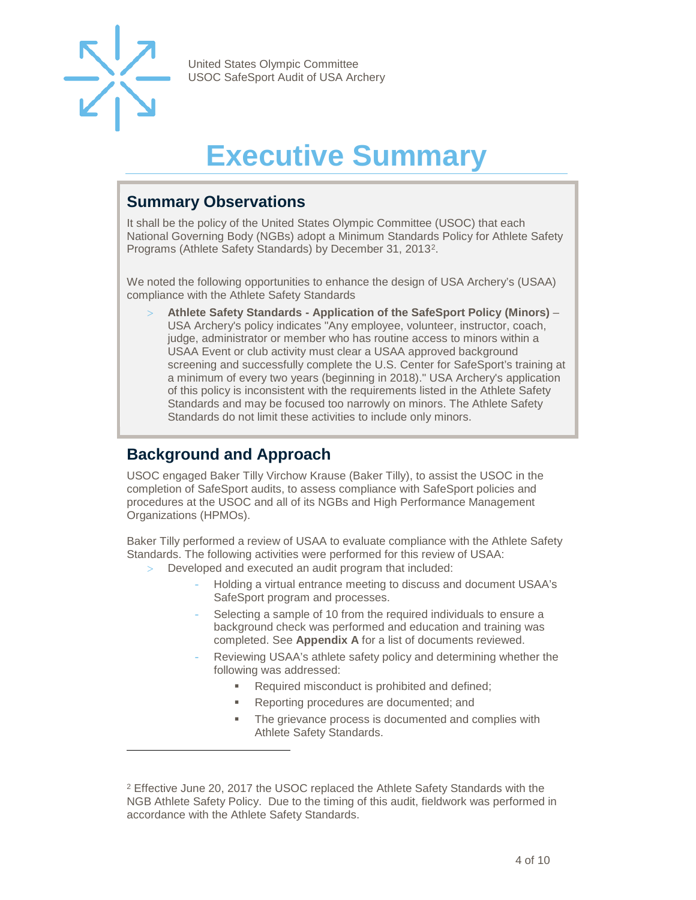# Executive Summary

## Summary Observations

It shall be the policy of the United States Olympic Committee (USOC) that each National Governing Body (NGBs) adopt a Minimum Standards Policy for Athlete Safety Programs (Athlete Safety Standards) by December 31, 2013[2].

We noted the following opportunities to enhance the design of USA Archery's (USAA) compliance with the Athlete Safety Standards

- **Athlete Safety Standards - Application of the SafeSport Policy (Minors)** – USA Archery's policy indicates "Any employee, volunteer, instructor, coach, judge, administrator or member who has routine access to minors within a USAA Event or club activity must clear a USAA approved background screening and successfully complete the U.S. Center for SafeSport's training at a minimum of every two years (beginning in 2018)." USA Archery's application of this policy is inconsistent with the requirements listed in the Athlete Safety Standards and may be focused too narrowly on minors. The Athlete Safety Standards do not limit these activities to include only minors.

## Background and Approach

USOC engaged Baker Tilly Virchow Krause (Baker Tilly), to assist the USOC in the completion of SafeSport audits, to assess compliance with SafeSport policies and procedures at the USOC and all of its NGBs and High Performance Management Organizations (HPMOs).

Baker Tilly performed a review of USAA to evaluate compliance with the Athlete Safety Standards. The following activities were performed for this review of USAA:

- Developed and executed an audit program that included:
  - Holding a virtual entrance meeting to discuss and document USAA's SafeSport program and processes.
  - Selecting a sample of 10 from the required individuals to ensure a background check was performed and education and training was completed. See **Appendix A** for a list of documents reviewed.
  - Reviewing USAA's athlete safety policy and determining whether the following was addressed:
    - Required misconduct is prohibited and defined;
    - Reporting procedures are documented; and
    - The grievance process is documented and complies with Athlete Safety Standards.

[2] Effective June 20, 2017 the USOC replaced the Athlete Safety Standards with the NGB Athlete Safety Policy. Due to the timing of this audit, fieldwork was performed in accordance with the Athlete Safety Standards.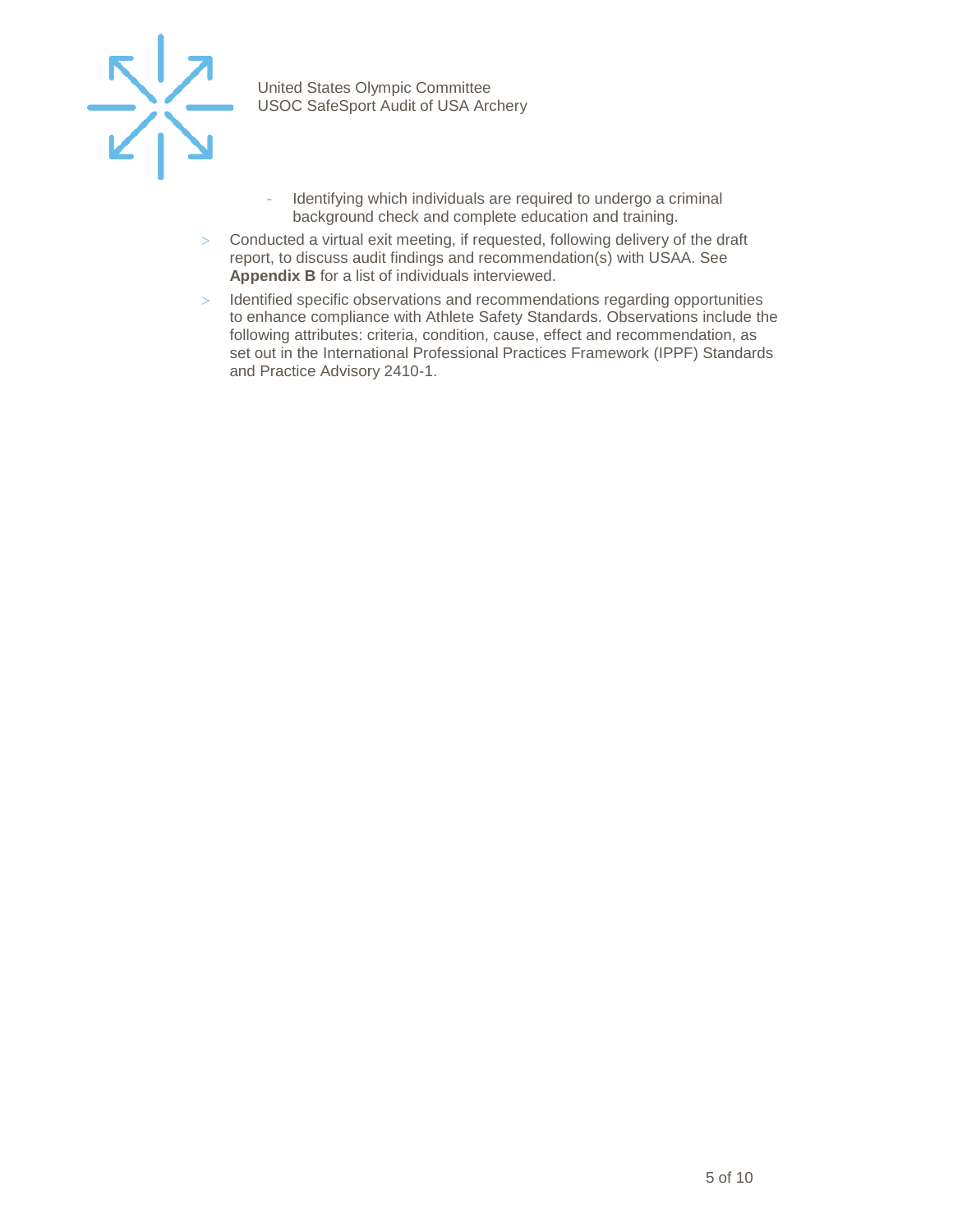- Identifying which individuals are required to undergo a criminal background check and complete education and training.
- Conducted a virtual exit meeting, if requested, following delivery of the draft report, to discuss audit findings and recommendation(s) with USAA. See **Appendix B** for a list of individuals interviewed.
- Identified specific observations and recommendations regarding opportunities to enhance compliance with Athlete Safety Standards. Observations include the following attributes: criteria, condition, cause, effect and recommendation, as set out in the International Professional Practices Framework (IPPF) Standards and Practice Advisory 2410-1.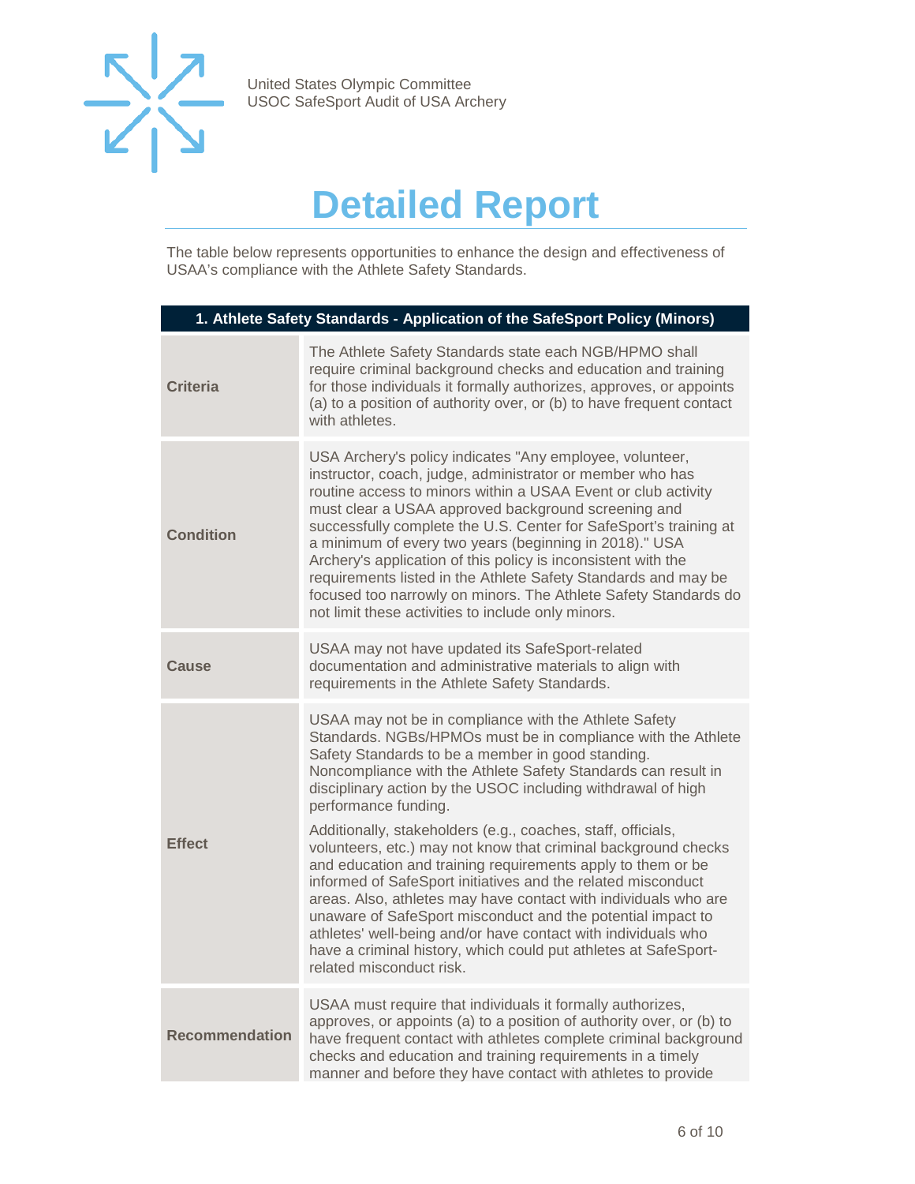# Detailed Report

The table below represents opportunities to enhance the design and effectiveness of USAA's compliance with the Athlete Safety Standards.

| 1. Athlete Safety Standards - Application of the SafeSport Policy (Minors) | |
|---|---|
| **Criteria** | The Athlete Safety Standards state each NGB/HPMO shall require criminal background checks and education and training for those individuals it formally authorizes, approves, or appoints (a) to a position of authority over, or (b) to have frequent contact with athletes. |
| **Condition** | USA Archery's policy indicates "Any employee, volunteer, instructor, coach, judge, administrator or member who has routine access to minors within a USAA Event or club activity must clear a USAA approved background screening and successfully complete the U.S. Center for SafeSport's training at a minimum of every two years (beginning in 2018)." USA Archery's application of this policy is inconsistent with the requirements listed in the Athlete Safety Standards and may be focused too narrowly on minors. The Athlete Safety Standards do not limit these activities to include only minors. |
| **Cause** | USAA may not have updated its SafeSport-related documentation and administrative materials to align with requirements in the Athlete Safety Standards. |
| **Effect** | USAA may not be in compliance with the Athlete Safety Standards. NGBs/HPMOs must be in compliance with the Athlete Safety Standards to be a member in good standing. Noncompliance with the Athlete Safety Standards can result in disciplinary action by the USOC including withdrawal of high performance funding.<br><br>Additionally, stakeholders (e.g., coaches, staff, officials, volunteers, etc.) may not know that criminal background checks and education and training requirements apply to them or be informed of SafeSport initiatives and the related misconduct areas. Also, athletes may have contact with individuals who are unaware of SafeSport misconduct and the potential impact to athletes' well-being and/or have contact with individuals who have a criminal history, which could put athletes at SafeSport-related misconduct risk. |
| **Recommendation** | USAA must require that individuals it formally authorizes, approves, or appoints (a) to a position of authority over, or (b) to have frequent contact with athletes complete criminal background checks and education and training requirements in a timely manner and before they have contact with athletes to provide |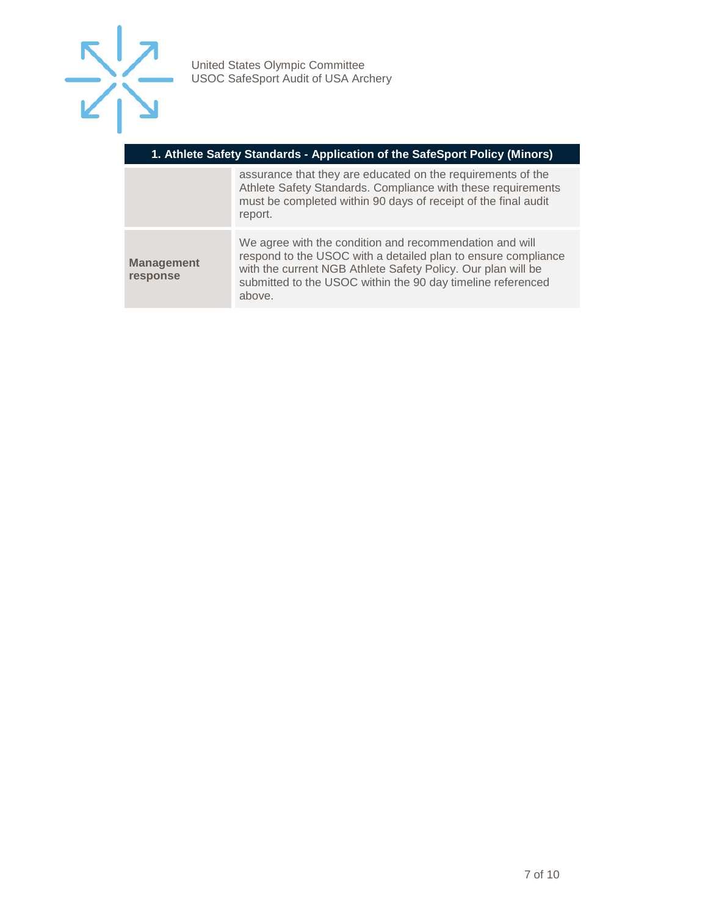| 1. Athlete Safety Standards - Application of the SafeSport Policy (Minors) | |
|---|---|
| | assurance that they are educated on the requirements of the Athlete Safety Standards. Compliance with these requirements must be completed within 90 days of receipt of the final audit report. |
| **Management response** | We agree with the condition and recommendation and will respond to the USOC with a detailed plan to ensure compliance with the current NGB Athlete Safety Policy. Our plan will be submitted to the USOC within the 90 day timeline referenced above. |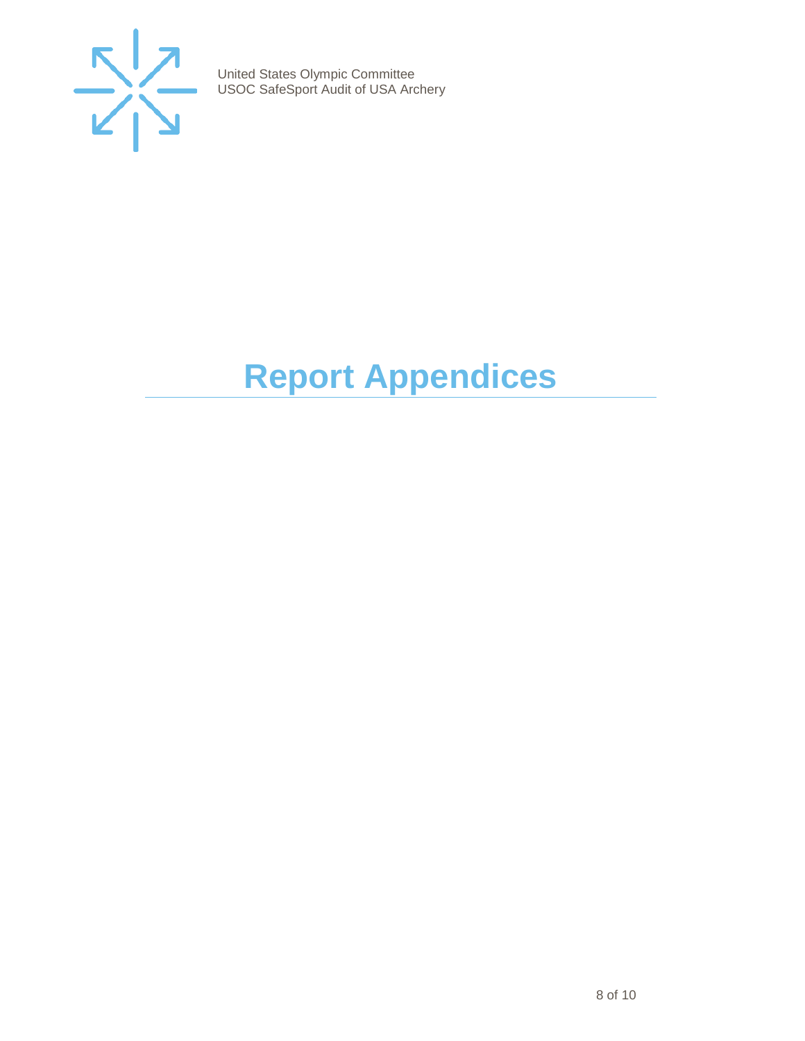# Report Appendices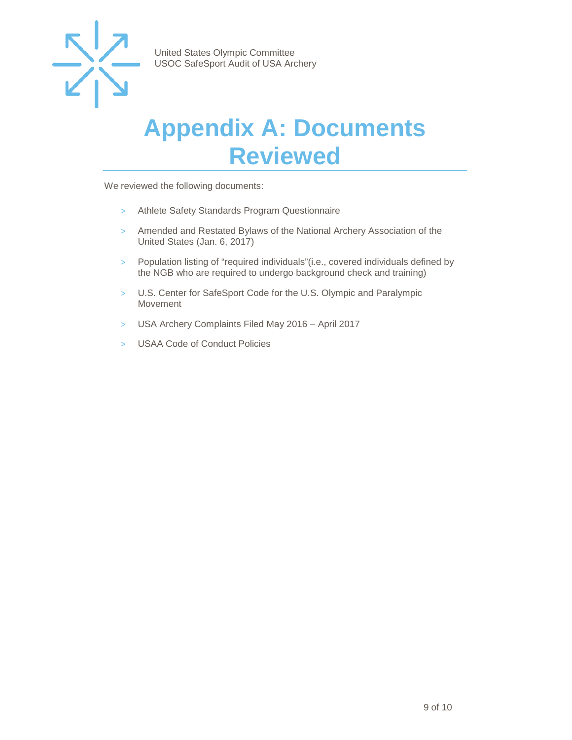# Appendix A: Documents Reviewed

We reviewed the following documents:

- Athlete Safety Standards Program Questionnaire
- Amended and Restated Bylaws of the National Archery Association of the United States (Jan. 6, 2017)
- Population listing of "required individuals"(i.e., covered individuals defined by the NGB who are required to undergo background check and training)
- U.S. Center for SafeSport Code for the U.S. Olympic and Paralympic Movement
- USA Archery Complaints Filed May 2016 – April 2017
- USAA Code of Conduct Policies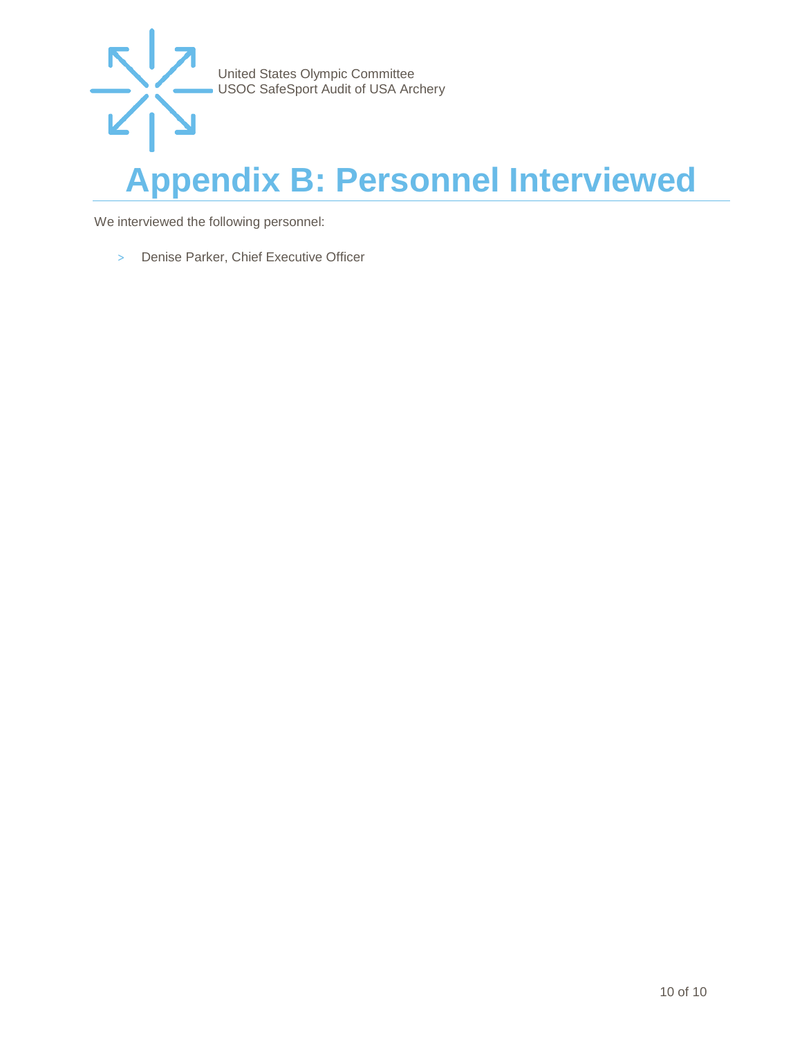# Appendix B: Personnel Interviewed

We interviewed the following personnel:

- Denise Parker, Chief Executive Officer